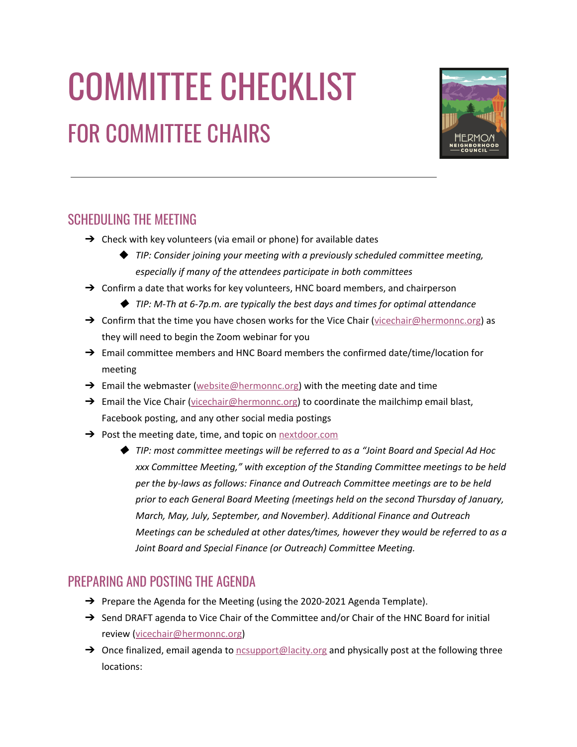# COMMITTEE CHECKLIST

## FOR COMMITTEE CHAIRS

---

### SCHEDULING THE MEETING

- Check with key volunteers (via email or phone) for available dates
  - *TIP: Consider joining your meeting with a previously scheduled committee meeting, especially if many of the attendees participate in both committees*
- Confirm a date that works for key volunteers, HNC board members, and chairperson
  - *TIP: M-Th at 6-7p.m. are typically the best days and times for optimal attendance*
- Confirm that the time you have chosen works for the Vice Chair (vicechair@hermonnc.org) as they will need to begin the Zoom webinar for you
- Email committee members and HNC Board members the confirmed date/time/location for meeting
- Email the webmaster (website@hermonnc.org) with the meeting date and time
- Email the Vice Chair (vicechair@hermonnc.org) to coordinate the mailchimp email blast, Facebook posting, and any other social media postings
- Post the meeting date, time, and topic on nextdoor.com
  - *TIP: most committee meetings will be referred to as a "Joint Board and Special Ad Hoc xxx Committee Meeting," with exception of the Standing Committee meetings to be held per the by-laws as follows: Finance and Outreach Committee meetings are to be held prior to each General Board Meeting (meetings held on the second Thursday of January, March, May, July, September, and November). Additional Finance and Outreach Meetings can be scheduled at other dates/times, however they would be referred to as a Joint Board and Special Finance (or Outreach) Committee Meeting.*

### PREPARING AND POSTING THE AGENDA

- Prepare the Agenda for the Meeting (using the 2020-2021 Agenda Template).
- Send DRAFT agenda to Vice Chair of the Committee and/or Chair of the HNC Board for initial review (vicechair@hermonnc.org)
- Once finalized, email agenda to ncsupport@lacity.org and physically post at the following three locations: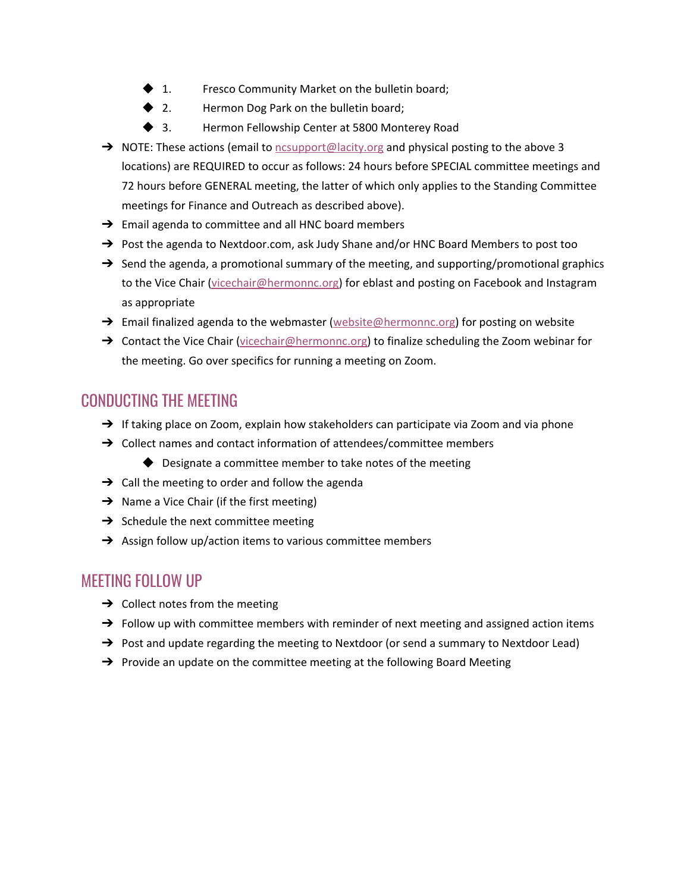- 1. Fresco Community Market on the bulletin board;
   - 2. Hermon Dog Park on the bulletin board;
   - 3. Hermon Fellowship Center at 5800 Monterey Road
- NOTE: These actions (email to ncsupport@lacity.org and physical posting to the above 3 locations) are REQUIRED to occur as follows: 24 hours before SPECIAL committee meetings and 72 hours before GENERAL meeting, the latter of which only applies to the Standing Committee meetings for Finance and Outreach as described above).
- Email agenda to committee and all HNC board members
- Post the agenda to Nextdoor.com, ask Judy Shane and/or HNC Board Members to post too
- Send the agenda, a promotional summary of the meeting, and supporting/promotional graphics to the Vice Chair (vicechair@hermonnc.org) for eblast and posting on Facebook and Instagram as appropriate
- Email finalized agenda to the webmaster (website@hermonnc.org) for posting on website
- Contact the Vice Chair (vicechair@hermonnc.org) to finalize scheduling the Zoom webinar for the meeting. Go over specifics for running a meeting on Zoom.

## CONDUCTING THE MEETING

- If taking place on Zoom, explain how stakeholders can participate via Zoom and via phone
- Collect names and contact information of attendees/committee members
   - Designate a committee member to take notes of the meeting
- Call the meeting to order and follow the agenda
- Name a Vice Chair (if the first meeting)
- Schedule the next committee meeting
- Assign follow up/action items to various committee members

## MEETING FOLLOW UP

- Collect notes from the meeting
- Follow up with committee members with reminder of next meeting and assigned action items
- Post and update regarding the meeting to Nextdoor (or send a summary to Nextdoor Lead)
- Provide an update on the committee meeting at the following Board Meeting